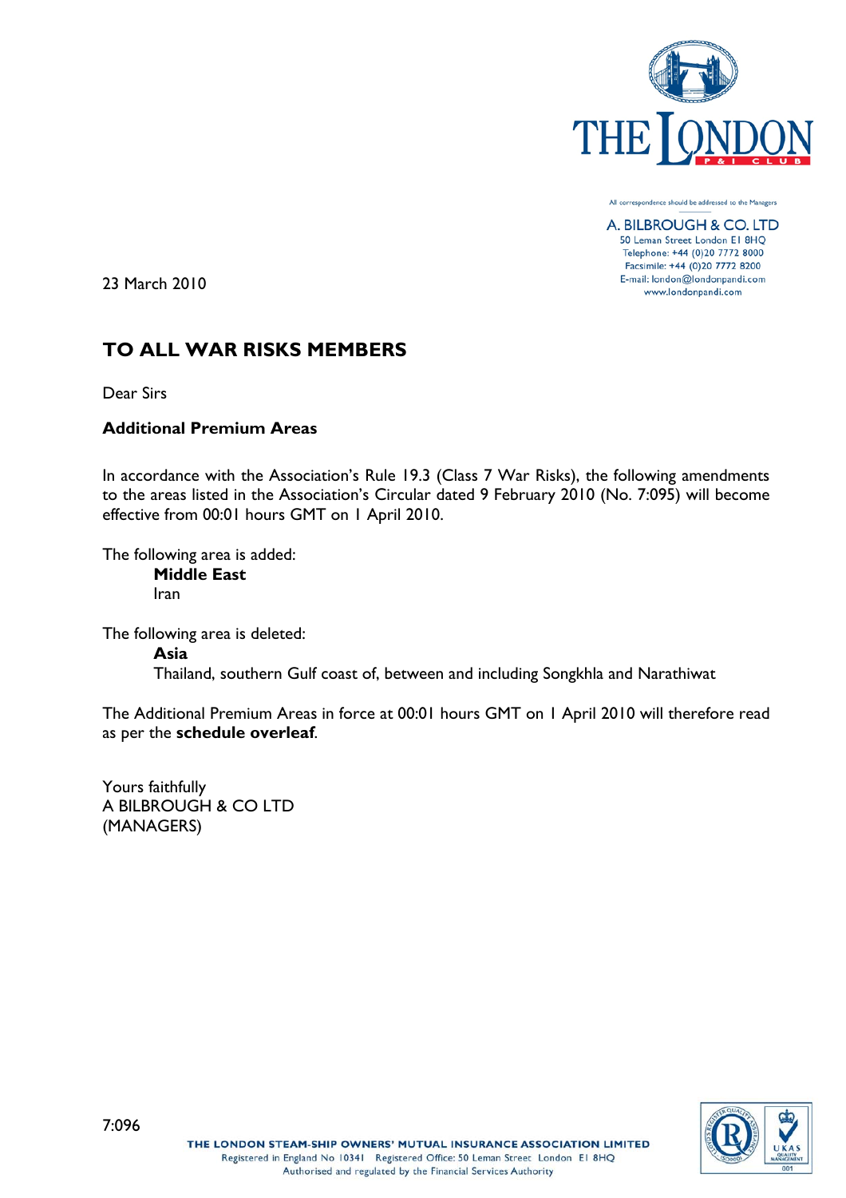THE LONDON P & I CLUB

All correspondence should be addressed to the Managers

A. BILBROUGH & CO. LTD
50 Leman Street London E1 8HQ
Telephone: +44 (0)20 7772 8000
Facsimile: +44 (0)20 7772 8200
E-mail: london@londonpandi.com
www.londonpandi.com

23 March 2010

## TO ALL WAR RISKS MEMBERS

Dear Sirs

**Additional Premium Areas**

In accordance with the Association's Rule 19.3 (Class 7 War Risks), the following amendments to the areas listed in the Association's Circular dated 9 February 2010 (No. 7:095) will become effective from 00:01 hours GMT on 1 April 2010.

The following area is added:

**Middle East**
Iran

The following area is deleted:

**Asia**
Thailand, southern Gulf coast of, between and including Songkhla and Narathiwat

The Additional Premium Areas in force at 00:01 hours GMT on 1 April 2010 will therefore read as per the **schedule overleaf**.

Yours faithfully
A BILBROUGH & CO LTD
(MANAGERS)

7:096

THE LONDON STEAM-SHIP OWNERS' MUTUAL INSURANCE ASSOCIATION LIMITED
Registered in England No 10341 Registered Office: 50 Leman Street London E1 8HQ
Authorised and regulated by the Financial Services Authority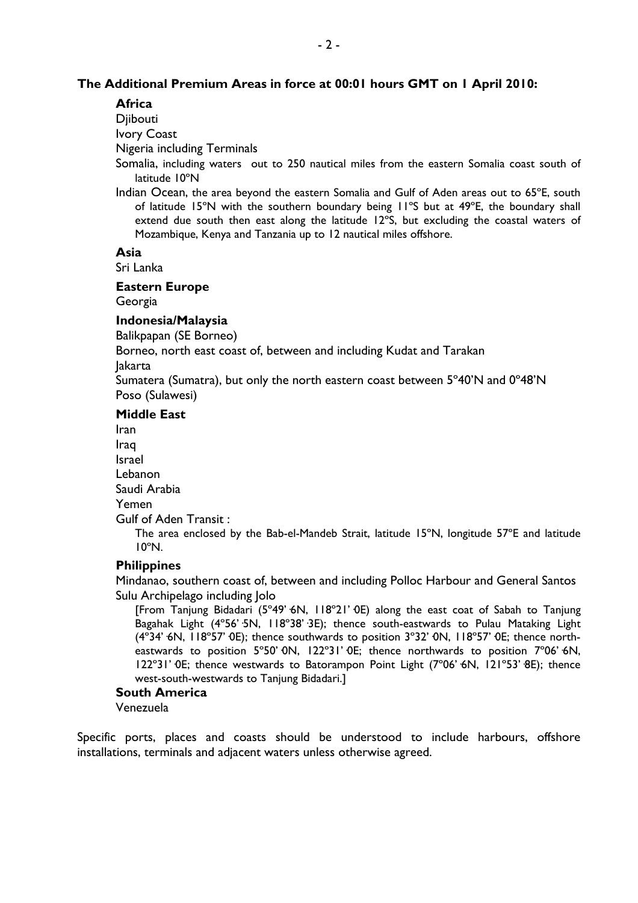**The Additional Premium Areas in force at 00:01 hours GMT on 1 April 2010:**

**Africa**

Djibouti

Ivory Coast

Nigeria including Terminals

Somalia, including waters out to 250 nautical miles from the eastern Somalia coast south of latitude 10ºN

Indian Ocean, the area beyond the eastern Somalia and Gulf of Aden areas out to 65ºE, south of latitude 15ºN with the southern boundary being 11ºS but at 49ºE, the boundary shall extend due south then east along the latitude 12ºS, but excluding the coastal waters of Mozambique, Kenya and Tanzania up to 12 nautical miles offshore.

**Asia**

Sri Lanka

**Eastern Europe**

Georgia

**Indonesia/Malaysia**

Balikpapan (SE Borneo)

Borneo, north east coast of, between and including Kudat and Tarakan

Jakarta

Sumatera (Sumatra), but only the north eastern coast between 5º40'N and 0º48'N

Poso (Sulawesi)

**Middle East**

Iran

Iraq

Israel

Lebanon

Saudi Arabia

Yemen

Gulf of Aden Transit :

The area enclosed by the Bab-el-Mandeb Strait, latitude 15ºN, longitude 57ºE and latitude 10ºN.

**Philippines**

Mindanao, southern coast of, between and including Polloc Harbour and General Santos

Sulu Archipelago including Jolo

[From Tanjung Bidadari (5º49'·6N, 118º21'·0E) along the east coat of Sabah to Tanjung Bagahak Light (4º56'·5N, 118º38'·3E); thence south-eastwards to Pulau Mataking Light (4º34'·6N, 118º57'·0E); thence southwards to position 3º32'·0N, 118º57'·0E; thence north-eastwards to position 5º50'·0N, 122º31'·0E; thence northwards to position 7º06'·6N, 122º31'·0E; thence westwards to Batorampon Point Light (7º06'·6N, 121º53'·8E); thence west-south-westwards to Tanjung Bidadari.]

**South America**

Venezuela

Specific ports, places and coasts should be understood to include harbours, offshore installations, terminals and adjacent waters unless otherwise agreed.